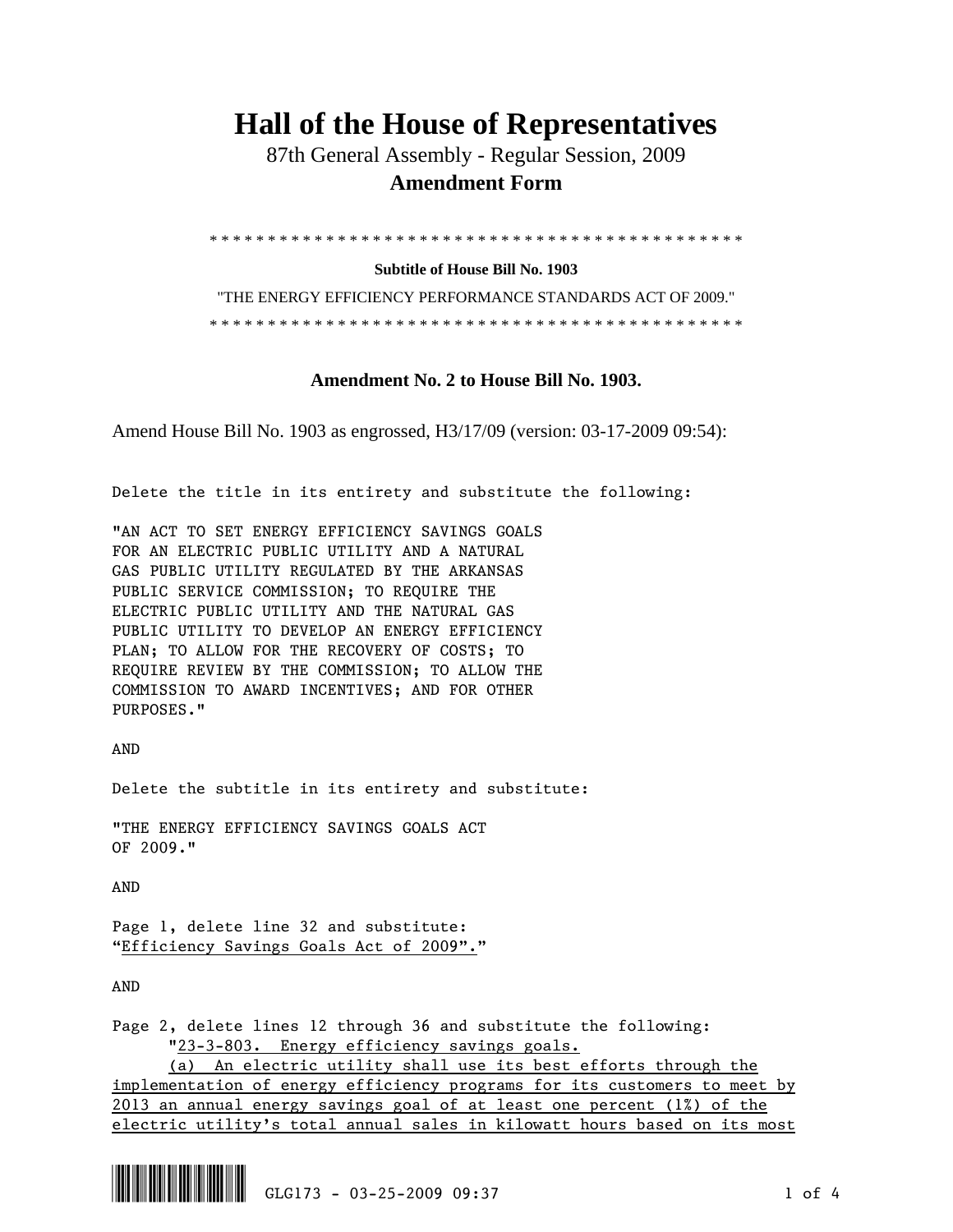# Hall of the House of Representatives

87th General Assembly - Regular Session, 2009

**Amendment Form**

\* \* \* \* \* \* \* \* \* \* \* \* \* \* \* \* \* \* \* \* \* \* \* \* \* \* \* \* \* \* \* \* \* \* \* \* \* \* \* \* \* \* \* \* \* \* \* \*

**Subtitle of House Bill No. 1903**

"THE ENERGY EFFICIENCY PERFORMANCE STANDARDS ACT OF 2009."

\* \* \* \* \* \* \* \* \* \* \* \* \* \* \* \* \* \* \* \* \* \* \* \* \* \* \* \* \* \* \* \* \* \* \* \* \* \* \* \* \* \* \* \* \* \* \* \*

**Amendment No. 2 to House Bill No. 1903.**

Amend House Bill No. 1903 as engrossed, H3/17/09 (version: 03-17-2009 09:54):

Delete the title in its entirety and substitute the following:

"AN ACT TO SET ENERGY EFFICIENCY SAVINGS GOALS FOR AN ELECTRIC PUBLIC UTILITY AND A NATURAL GAS PUBLIC UTILITY REGULATED BY THE ARKANSAS PUBLIC SERVICE COMMISSION; TO REQUIRE THE ELECTRIC PUBLIC UTILITY AND THE NATURAL GAS PUBLIC UTILITY TO DEVELOP AN ENERGY EFFICIENCY PLAN; TO ALLOW FOR THE RECOVERY OF COSTS; TO REQUIRE REVIEW BY THE COMMISSION; TO ALLOW THE COMMISSION TO AWARD INCENTIVES; AND FOR OTHER PURPOSES."

AND

Delete the subtitle in its entirety and substitute:

"THE ENERGY EFFICIENCY SAVINGS GOALS ACT OF 2009."

AND

Page 1, delete line 32 and substitute:
"<u>Efficiency Savings Goals Act of 2009".</u>"

AND

Page 2, delete lines 12 through 36 and substitute the following:

"<u>23-3-803. Energy efficiency savings goals.</u>

<u>(a) An electric utility shall use its best efforts through the implementation of energy efficiency programs for its customers to meet by 2013 an annual energy savings goal of at least one percent (1%) of the electric utility's total annual sales in kilowatt hours based on its most</u>

GLG173 - 03-25-2009 09:37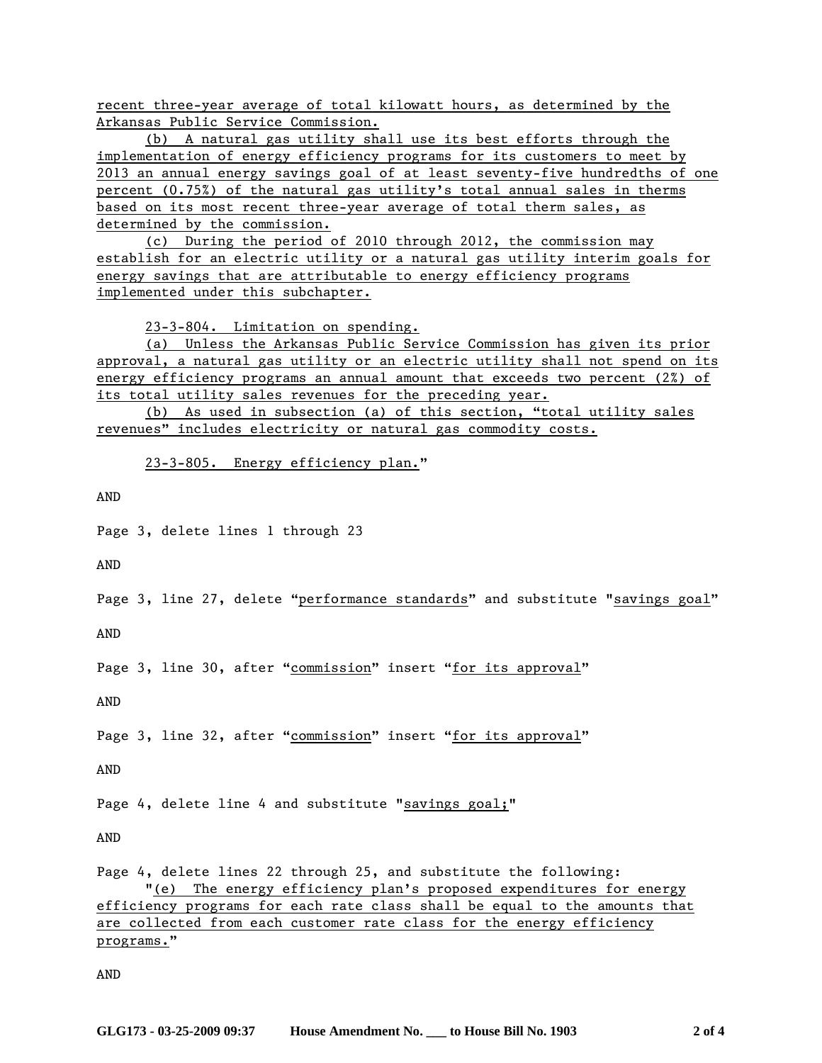recent three-year average of total kilowatt hours, as determined by the Arkansas Public Service Commission.

(b) A natural gas utility shall use its best efforts through the implementation of energy efficiency programs for its customers to meet by 2013 an annual energy savings goal of at least seventy-five hundredths of one percent (0.75%) of the natural gas utility's total annual sales in therms based on its most recent three-year average of total therm sales, as determined by the commission.

(c) During the period of 2010 through 2012, the commission may establish for an electric utility or a natural gas utility interim goals for energy savings that are attributable to energy efficiency programs implemented under this subchapter.

23-3-804. Limitation on spending.

(a) Unless the Arkansas Public Service Commission has given its prior approval, a natural gas utility or an electric utility shall not spend on its energy efficiency programs an annual amount that exceeds two percent (2%) of its total utility sales revenues for the preceding year.

(b) As used in subsection (a) of this section, "total utility sales revenues" includes electricity or natural gas commodity costs.

23-3-805. Energy efficiency plan."

AND

Page 3, delete lines 1 through 23

AND

Page 3, line 27, delete "performance standards" and substitute "savings goal"

AND

Page 3, line 30, after "commission" insert "for its approval"

AND

Page 3, line 32, after "commission" insert "for its approval"

AND

Page 4, delete line 4 and substitute "savings goal;"

AND

Page 4, delete lines 22 through 25, and substitute the following:

"(e) The energy efficiency plan's proposed expenditures for energy efficiency programs for each rate class shall be equal to the amounts that are collected from each customer rate class for the energy efficiency programs."

AND

GLG173 - 03-25-2009 09:37 House Amendment No. ___ to House Bill No. 1903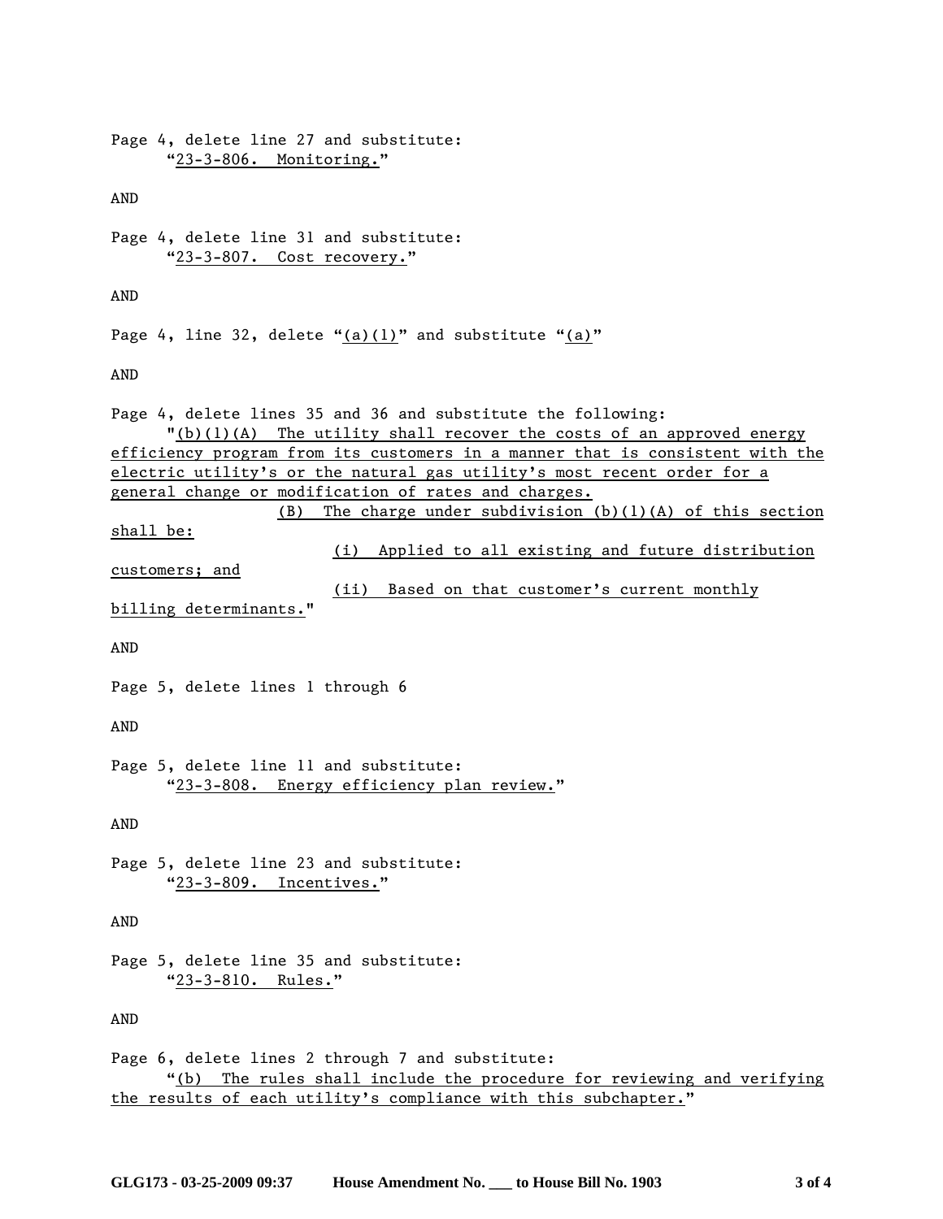Page 4, delete line 27 and substitute:
"23-3-806. Monitoring."

AND

Page 4, delete line 31 and substitute:
"23-3-807. Cost recovery."

AND

Page 4, line 32, delete "(a)(1)" and substitute "(a)"

AND

Page 4, delete lines 35 and 36 and substitute the following:
"(b)(1)(A) The utility shall recover the costs of an approved energy efficiency program from its customers in a manner that is consistent with the electric utility's or the natural gas utility's most recent order for a general change or modification of rates and charges.
(B) The charge under subdivision (b)(1)(A) of this section shall be:
(i) Applied to all existing and future distribution customers; and
(ii) Based on that customer's current monthly billing determinants."

AND

Page 5, delete lines 1 through 6

AND

Page 5, delete line 11 and substitute:
"23-3-808. Energy efficiency plan review."

AND

Page 5, delete line 23 and substitute:
"23-3-809. Incentives."

AND

Page 5, delete line 35 and substitute:
"23-3-810. Rules."

AND

Page 6, delete lines 2 through 7 and substitute:
"(b) The rules shall include the procedure for reviewing and verifying the results of each utility's compliance with this subchapter."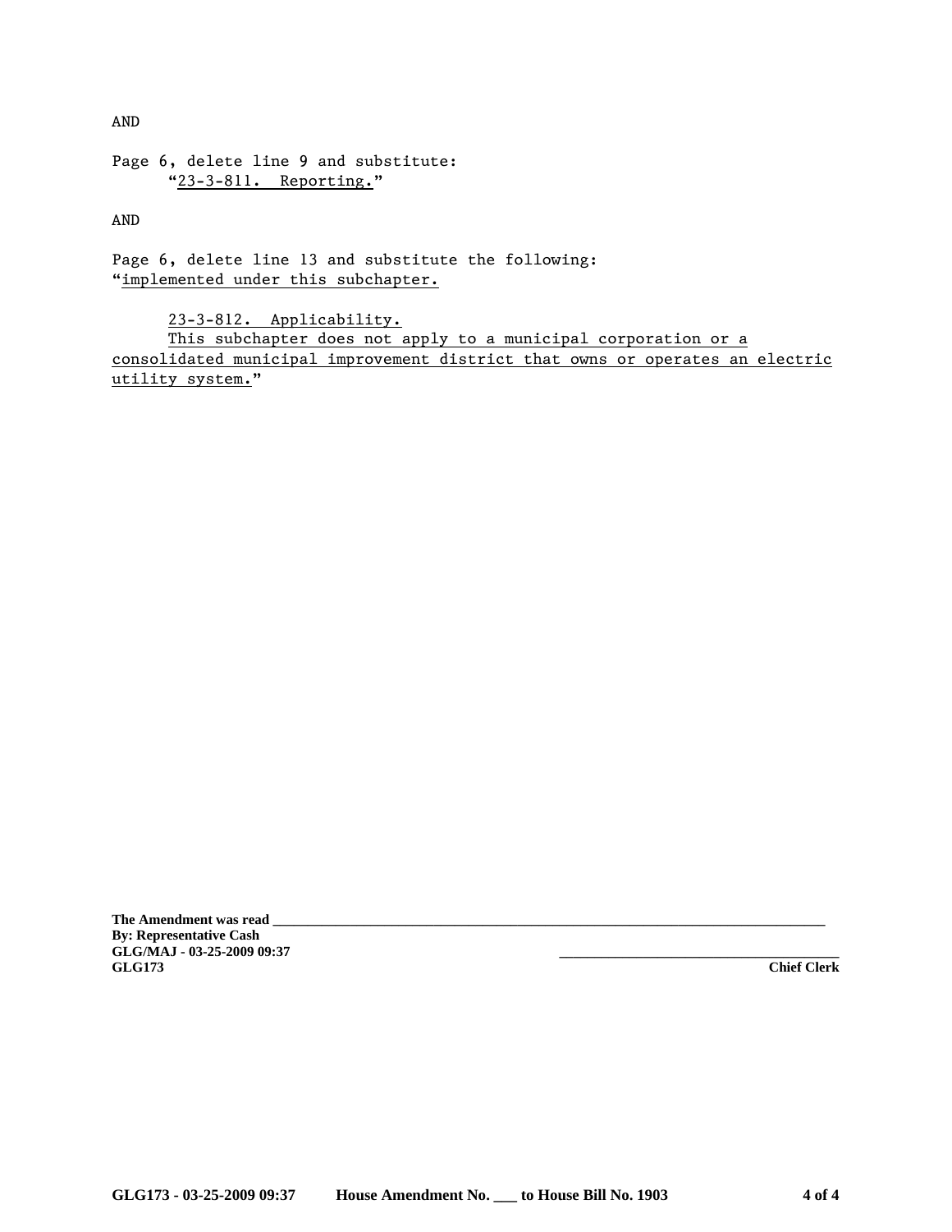AND

Page 6, delete line 9 and substitute:
"23-3-811. Reporting."

AND

Page 6, delete line 13 and substitute the following:
"implemented under this subchapter.

23-3-812. Applicability.
This subchapter does not apply to a municipal corporation or a consolidated municipal improvement district that owns or operates an electric utility system."

**The Amendment was read** ______________________________________________
**By: Representative Cash**
**GLG/MAJ - 03-25-2009 09:37**
**GLG173**

______________________________
**Chief Clerk**